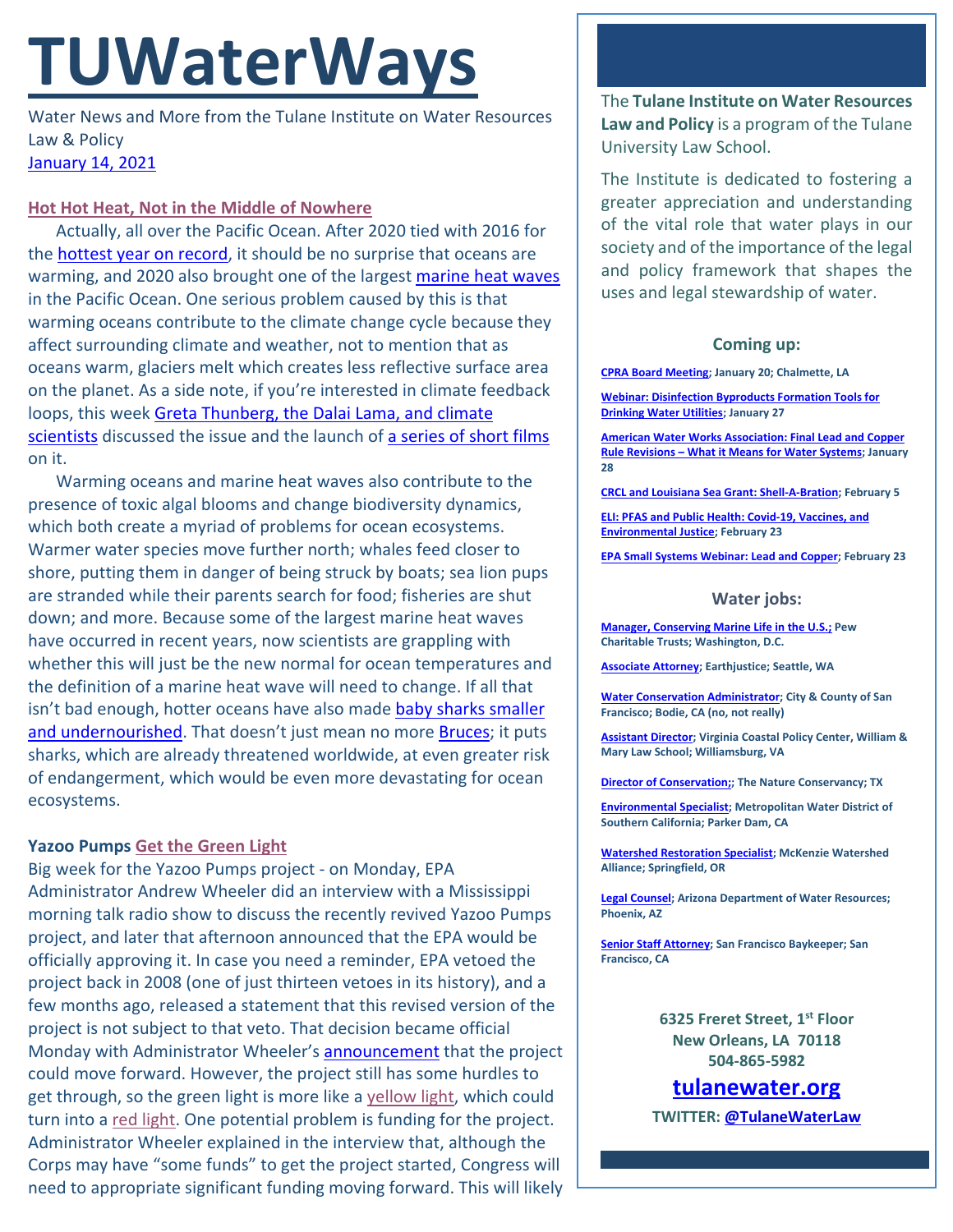# TUWaterWays

Water News and More from the Tulane Institute on Water Resources Law & Policy

January 14, 2021

### Hot Hot Heat, Not in the Middle of Nowhere

Actually, all over the Pacific Ocean. After 2020 tied with 2016 for the hottest year on record, it should be no surprise that oceans are warming, and 2020 also brought one of the largest marine heat waves in the Pacific Ocean. One serious problem caused by this is that warming oceans contribute to the climate change cycle because they affect surrounding climate and weather, not to mention that as oceans warm, glaciers melt which creates less reflective surface area on the planet. As a side note, if you're interested in climate feedback loops, this week Greta Thunberg, the Dalai Lama, and climate scientists discussed the issue and the launch of a series of short films on it.

Warming oceans and marine heat waves also contribute to the presence of toxic algal blooms and change biodiversity dynamics, which both create a myriad of problems for ocean ecosystems. Warmer water species move further north; whales feed closer to shore, putting them in danger of being struck by boats; sea lion pups are stranded while their parents search for food; fisheries are shut down; and more. Because some of the largest marine heat waves have occurred in recent years, now scientists are grappling with whether this will just be the new normal for ocean temperatures and the definition of a marine heat wave will need to change. If all that isn't bad enough, hotter oceans have also made baby sharks smaller and undernourished. That doesn't just mean no more Bruces; it puts sharks, which are already threatened worldwide, at even greater risk of endangerment, which would be even more devastating for ocean ecosystems.

### Yazoo Pumps Get the Green Light

Big week for the Yazoo Pumps project - on Monday, EPA Administrator Andrew Wheeler did an interview with a Mississippi morning talk radio show to discuss the recently revived Yazoo Pumps project, and later that afternoon announced that the EPA would be officially approving it. In case you need a reminder, EPA vetoed the project back in 2008 (one of just thirteen vetoes in its history), and a few months ago, released a statement that this revised version of the project is not subject to that veto. That decision became official Monday with Administrator Wheeler's announcement that the project could move forward. However, the project still has some hurdles to get through, so the green light is more like a yellow light, which could turn into a red light. One potential problem is funding for the project. Administrator Wheeler explained in the interview that, although the Corps may have "some funds" to get the project started, Congress will need to appropriate significant funding moving forward. This will likely

---

The **Tulane Institute on Water Resources Law and Policy** is a program of the Tulane University Law School.

The Institute is dedicated to fostering a greater appreciation and understanding of the vital role that water plays in our society and of the importance of the legal and policy framework that shapes the uses and legal stewardship of water.

#### Coming up:

**CPRA Board Meeting; January 20; Chalmette, LA**

**Webinar: Disinfection Byproducts Formation Tools for Drinking Water Utilities; January 27**

**American Water Works Association: Final Lead and Copper Rule Revisions – What it Means for Water Systems; January 28**

**CRCL and Louisiana Sea Grant: Shell-A-Bration; February 5**

**ELI: PFAS and Public Health: Covid-19, Vaccines, and Environmental Justice; February 23**

**EPA Small Systems Webinar: Lead and Copper; February 23**

#### Water jobs:

**Manager, Conserving Marine Life in the U.S.; Pew Charitable Trusts; Washington, D.C.**

**Associate Attorney; Earthjustice; Seattle, WA**

**Water Conservation Administrator; City & County of San Francisco; Bodie, CA (no, not really)**

**Assistant Director; Virginia Coastal Policy Center, William & Mary Law School; Williamsburg, VA**

**Director of Conservation;; The Nature Conservancy; TX**

**Environmental Specialist; Metropolitan Water District of Southern California; Parker Dam, CA**

**Watershed Restoration Specialist; McKenzie Watershed Alliance; Springfield, OR**

**Legal Counsel; Arizona Department of Water Resources; Phoenix, AZ**

**Senior Staff Attorney; San Francisco Baykeeper; San Francisco, CA**

**6325 Freret Street, 1st Floor**
**New Orleans, LA 70118**
**504-865-5982**

**tulanewater.org**

**TWITTER: @TulaneWaterLaw**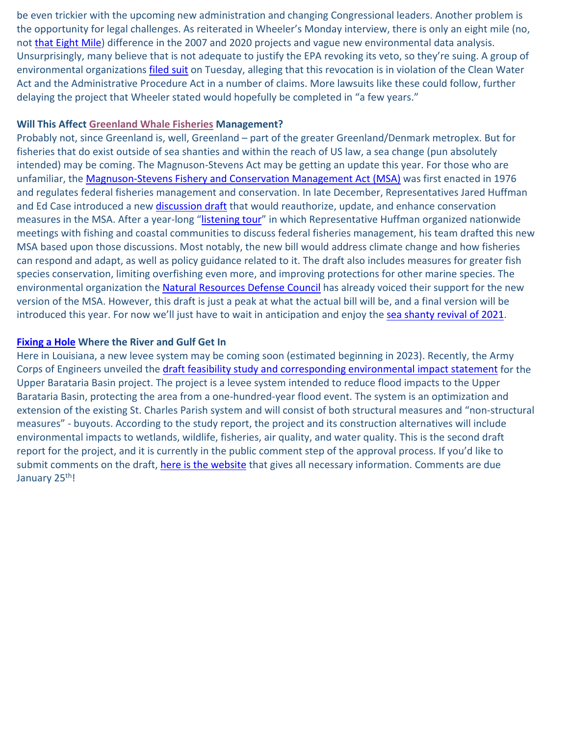be even trickier with the upcoming new administration and changing Congressional leaders. Another problem is the opportunity for legal challenges. As reiterated in Wheeler's Monday interview, there is only an eight mile (no, not that Eight Mile) difference in the 2007 and 2020 projects and vague new environmental data analysis. Unsurprisingly, many believe that is not adequate to justify the EPA revoking its veto, so they're suing. A group of environmental organizations filed suit on Tuesday, alleging that this revocation is in violation of the Clean Water Act and the Administrative Procedure Act in a number of claims. More lawsuits like these could follow, further delaying the project that Wheeler stated would hopefully be completed in "a few years."

**Will This Affect Greenland Whale Fisheries Management?**

Probably not, since Greenland is, well, Greenland – part of the greater Greenland/Denmark metroplex. But for fisheries that do exist outside of sea shanties and within the reach of US law, a sea change (pun absolutely intended) may be coming. The Magnuson-Stevens Act may be getting an update this year. For those who are unfamiliar, the Magnuson-Stevens Fishery and Conservation Management Act (MSA) was first enacted in 1976 and regulates federal fisheries management and conservation. In late December, Representatives Jared Huffman and Ed Case introduced a new discussion draft that would reauthorize, update, and enhance conservation measures in the MSA. After a year-long "listening tour" in which Representative Huffman organized nationwide meetings with fishing and coastal communities to discuss federal fisheries management, his team drafted this new MSA based upon those discussions. Most notably, the new bill would address climate change and how fisheries can respond and adapt, as well as policy guidance related to it. The draft also includes measures for greater fish species conservation, limiting overfishing even more, and improving protections for other marine species. The environmental organization the Natural Resources Defense Council has already voiced their support for the new version of the MSA. However, this draft is just a peak at what the actual bill will be, and a final version will be introduced this year. For now we'll just have to wait in anticipation and enjoy the sea shanty revival of 2021.

**Fixing a Hole Where the River and Gulf Get In**

Here in Louisiana, a new levee system may be coming soon (estimated beginning in 2023). Recently, the Army Corps of Engineers unveiled the draft feasibility study and corresponding environmental impact statement for the Upper Barataria Basin project. The project is a levee system intended to reduce flood impacts to the Upper Barataria Basin, protecting the area from a one-hundred-year flood event. The system is an optimization and extension of the existing St. Charles Parish system and will consist of both structural measures and "non-structural measures" - buyouts. According to the study report, the project and its construction alternatives will include environmental impacts to wetlands, wildlife, fisheries, air quality, and water quality. This is the second draft report for the project, and it is currently in the public comment step of the approval process. If you'd like to submit comments on the draft, here is the website that gives all necessary information. Comments are due January 25th!